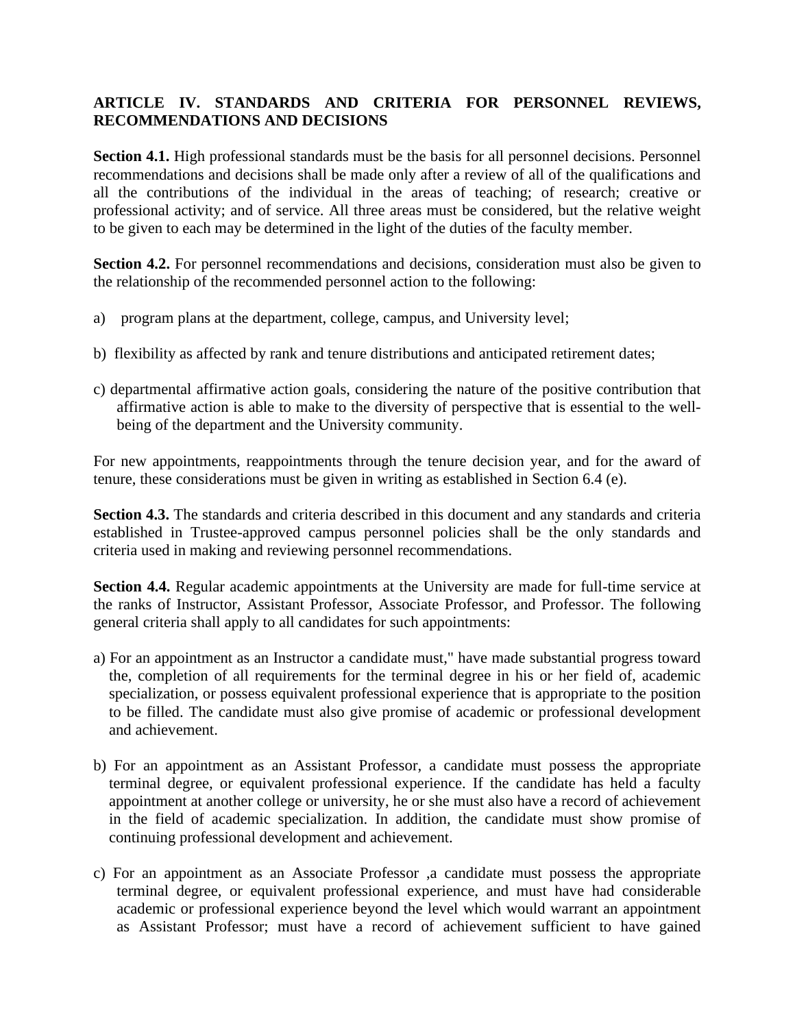## ARTICLE IV. STANDARDS AND CRITERIA FOR PERSONNEL REVIEWS, RECOMMENDATIONS AND DECISIONS

**Section 4.1.** High professional standards must be the basis for all personnel decisions. Personnel recommendations and decisions shall be made only after a review of all of the qualifications and all the contributions of the individual in the areas of teaching; of research; creative or professional activity; and of service. All three areas must be considered, but the relative weight to be given to each may be determined in the light of the duties of the faculty member.

**Section 4.2.** For personnel recommendations and decisions, consideration must also be given to the relationship of the recommended personnel action to the following:

a) program plans at the department, college, campus, and University level;

b) flexibility as affected by rank and tenure distributions and anticipated retirement dates;

c) departmental affirmative action goals, considering the nature of the positive contribution that affirmative action is able to make to the diversity of perspective that is essential to the well-being of the department and the University community.

For new appointments, reappointments through the tenure decision year, and for the award of tenure, these considerations must be given in writing as established in Section 6.4 (e).

**Section 4.3.** The standards and criteria described in this document and any standards and criteria established in Trustee-approved campus personnel policies shall be the only standards and criteria used in making and reviewing personnel recommendations.

**Section 4.4.** Regular academic appointments at the University are made for full-time service at the ranks of Instructor, Assistant Professor, Associate Professor, and Professor. The following general criteria shall apply to all candidates for such appointments:

a) For an appointment as an Instructor a candidate must," have made substantial progress toward the, completion of all requirements for the terminal degree in his or her field of, academic specialization, or possess equivalent professional experience that is appropriate to the position to be filled. The candidate must also give promise of academic or professional development and achievement.

b) For an appointment as an Assistant Professor, a candidate must possess the appropriate terminal degree, or equivalent professional experience. If the candidate has held a faculty appointment at another college or university, he or she must also have a record of achievement in the field of academic specialization. In addition, the candidate must show promise of continuing professional development and achievement.

c) For an appointment as an Associate Professor ,a candidate must possess the appropriate terminal degree, or equivalent professional experience, and must have had considerable academic or professional experience beyond the level which would warrant an appointment as Assistant Professor; must have a record of achievement sufficient to have gained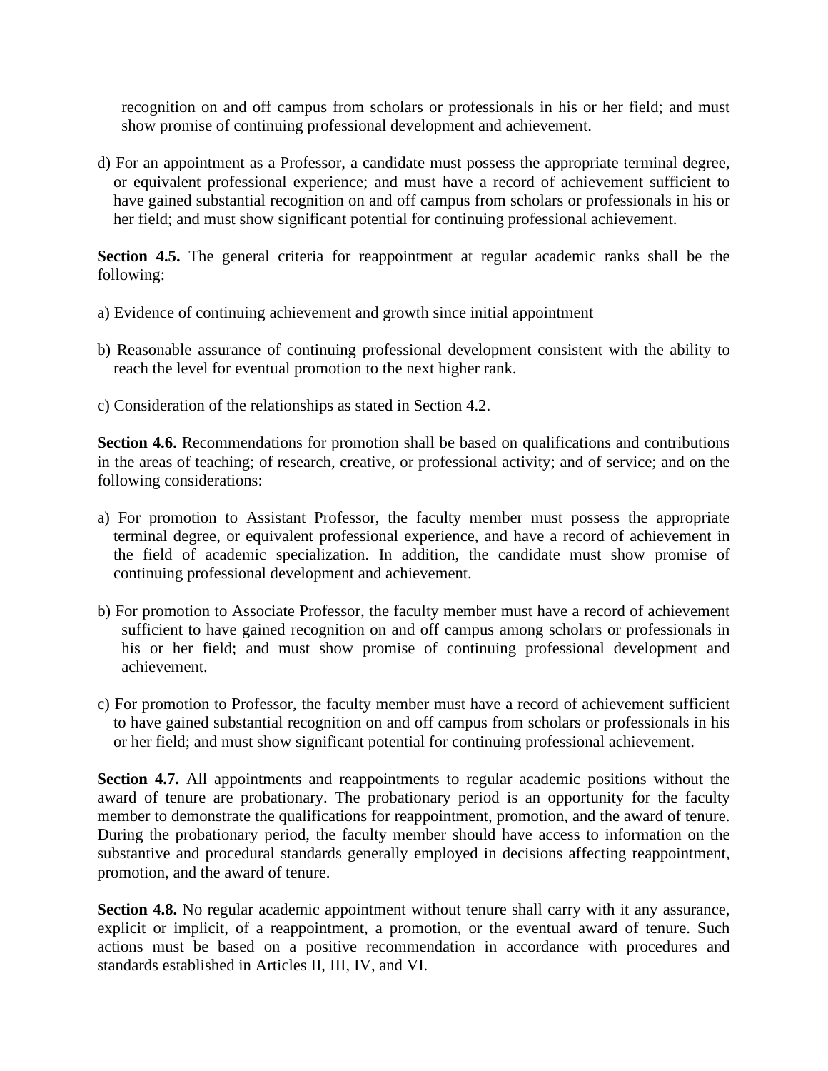recognition on and off campus from scholars or professionals in his or her field; and must show promise of continuing professional development and achievement.

d) For an appointment as a Professor, a candidate must possess the appropriate terminal degree, or equivalent professional experience; and must have a record of achievement sufficient to have gained substantial recognition on and off campus from scholars or professionals in his or her field; and must show significant potential for continuing professional achievement.

**Section 4.5.** The general criteria for reappointment at regular academic ranks shall be the following:

a) Evidence of continuing achievement and growth since initial appointment

b) Reasonable assurance of continuing professional development consistent with the ability to reach the level for eventual promotion to the next higher rank.

c) Consideration of the relationships as stated in Section 4.2.

**Section 4.6.** Recommendations for promotion shall be based on qualifications and contributions in the areas of teaching; of research, creative, or professional activity; and of service; and on the following considerations:

a) For promotion to Assistant Professor, the faculty member must possess the appropriate terminal degree, or equivalent professional experience, and have a record of achievement in the field of academic specialization. In addition, the candidate must show promise of continuing professional development and achievement.

b) For promotion to Associate Professor, the faculty member must have a record of achievement sufficient to have gained recognition on and off campus among scholars or professionals in his or her field; and must show promise of continuing professional development and achievement.

c) For promotion to Professor, the faculty member must have a record of achievement sufficient to have gained substantial recognition on and off campus from scholars or professionals in his or her field; and must show significant potential for continuing professional achievement.

**Section 4.7.** All appointments and reappointments to regular academic positions without the award of tenure are probationary. The probationary period is an opportunity for the faculty member to demonstrate the qualifications for reappointment, promotion, and the award of tenure. During the probationary period, the faculty member should have access to information on the substantive and procedural standards generally employed in decisions affecting reappointment, promotion, and the award of tenure.

**Section 4.8.** No regular academic appointment without tenure shall carry with it any assurance, explicit or implicit, of a reappointment, a promotion, or the eventual award of tenure. Such actions must be based on a positive recommendation in accordance with procedures and standards established in Articles II, III, IV, and VI.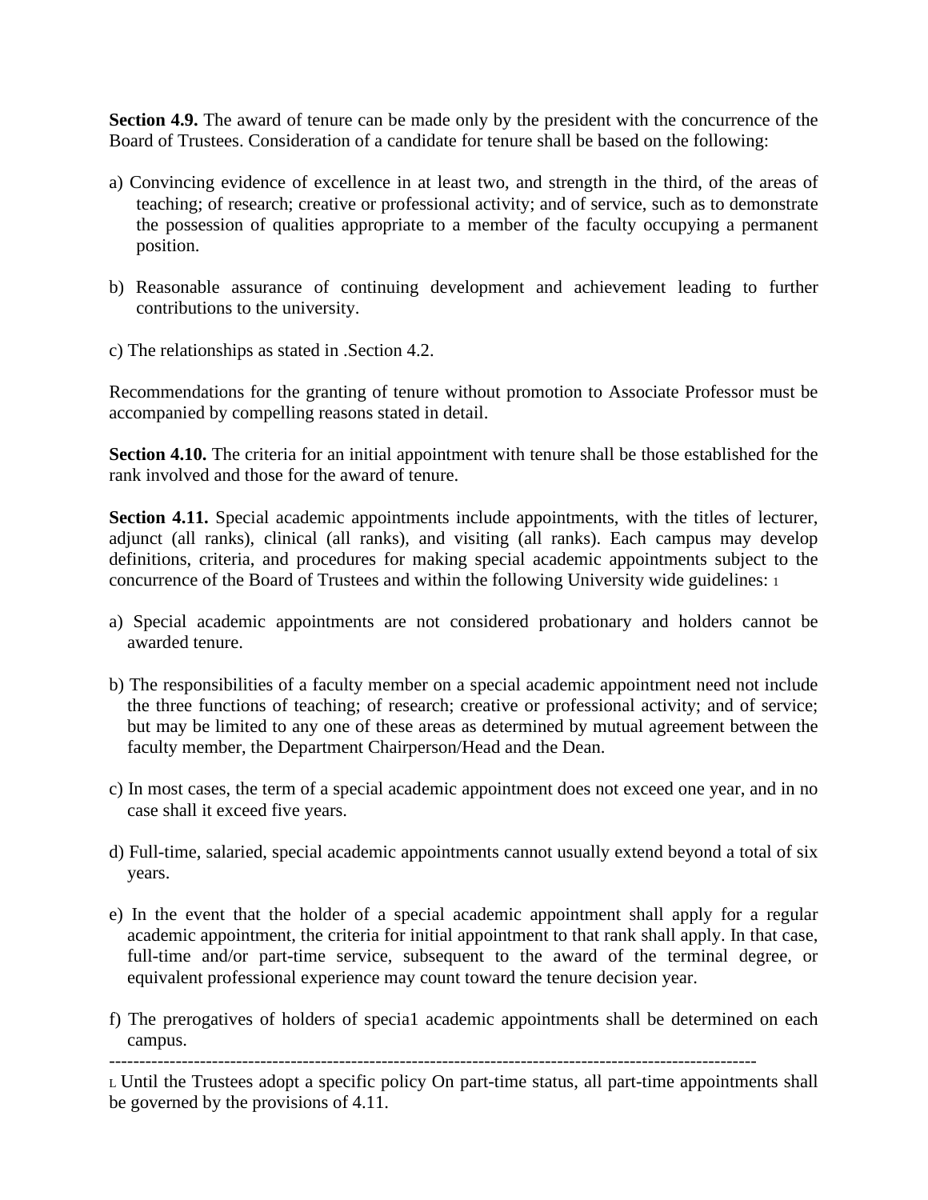**Section 4.9.** The award of tenure can be made only by the president with the concurrence of the Board of Trustees. Consideration of a candidate for tenure shall be based on the following:

a) Convincing evidence of excellence in at least two, and strength in the third, of the areas of teaching; of research; creative or professional activity; and of service, such as to demonstrate the possession of qualities appropriate to a member of the faculty occupying a permanent position.

b) Reasonable assurance of continuing development and achievement leading to further contributions to the university.

c) The relationships as stated in .Section 4.2.

Recommendations for the granting of tenure without promotion to Associate Professor must be accompanied by compelling reasons stated in detail.

**Section 4.10.** The criteria for an initial appointment with tenure shall be those established for the rank involved and those for the award of tenure.

**Section 4.11.** Special academic appointments include appointments, with the titles of lecturer, adjunct (all ranks), clinical (all ranks), and visiting (all ranks). Each campus may develop definitions, criteria, and procedures for making special academic appointments subject to the concurrence of the Board of Trustees and within the following University wide guidelines: [1]

a) Special academic appointments are not considered probationary and holders cannot be awarded tenure.

b) The responsibilities of a faculty member on a special academic appointment need not include the three functions of teaching; of research; creative or professional activity; and of service; but may be limited to any one of these areas as determined by mutual agreement between the faculty member, the Department Chairperson/Head and the Dean.

c) In most cases, the term of a special academic appointment does not exceed one year, and in no case shall it exceed five years.

d) Full-time, salaried, special academic appointments cannot usually extend beyond a total of six years.

e) In the event that the holder of a special academic appointment shall apply for a regular academic appointment, the criteria for initial appointment to that rank shall apply. In that case, full-time and/or part-time service, subsequent to the award of the terminal degree, or equivalent professional experience may count toward the tenure decision year.

f) The prerogatives of holders of specia1 academic appointments shall be determined on each campus.

---

[1] Until the Trustees adopt a specific policy On part-time status, all part-time appointments shall be governed by the provisions of 4.11.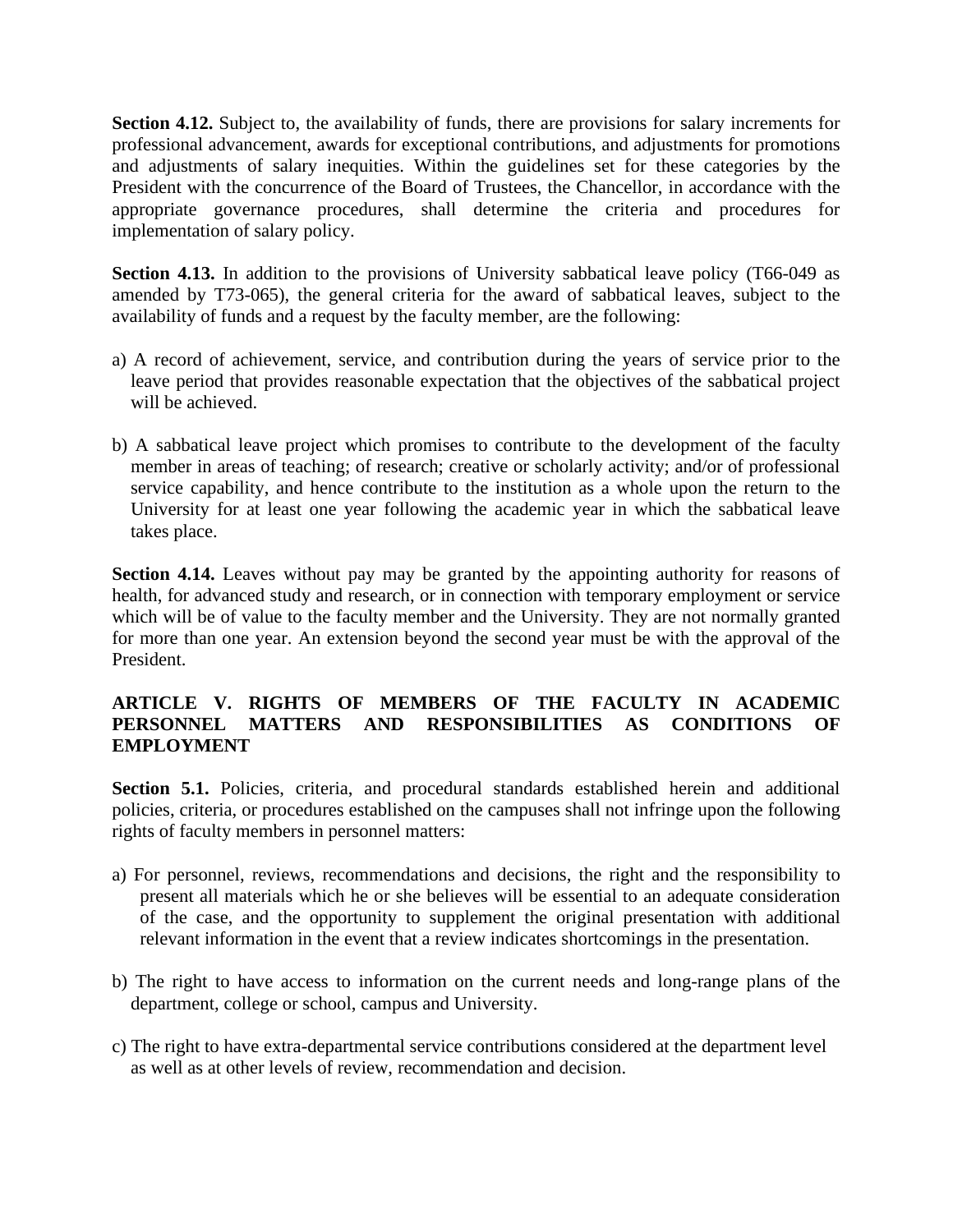**Section 4.12.** Subject to, the availability of funds, there are provisions for salary increments for professional advancement, awards for exceptional contributions, and adjustments for promotions and adjustments of salary inequities. Within the guidelines set for these categories by the President with the concurrence of the Board of Trustees, the Chancellor, in accordance with the appropriate governance procedures, shall determine the criteria and procedures for implementation of salary policy.

**Section 4.13.** In addition to the provisions of University sabbatical leave policy (T66-049 as amended by T73-065), the general criteria for the award of sabbatical leaves, subject to the availability of funds and a request by the faculty member, are the following:

a) A record of achievement, service, and contribution during the years of service prior to the leave period that provides reasonable expectation that the objectives of the sabbatical project will be achieved.

b) A sabbatical leave project which promises to contribute to the development of the faculty member in areas of teaching; of research; creative or scholarly activity; and/or of professional service capability, and hence contribute to the institution as a whole upon the return to the University for at least one year following the academic year in which the sabbatical leave takes place.

**Section 4.14.** Leaves without pay may be granted by the appointing authority for reasons of health, for advanced study and research, or in connection with temporary employment or service which will be of value to the faculty member and the University. They are not normally granted for more than one year. An extension beyond the second year must be with the approval of the President.

## ARTICLE V. RIGHTS OF MEMBERS OF THE FACULTY IN ACADEMIC PERSONNEL MATTERS AND RESPONSIBILITIES AS CONDITIONS OF EMPLOYMENT

**Section 5.1.** Policies, criteria, and procedural standards established herein and additional policies, criteria, or procedures established on the campuses shall not infringe upon the following rights of faculty members in personnel matters:

a) For personnel, reviews, recommendations and decisions, the right and the responsibility to present all materials which he or she believes will be essential to an adequate consideration of the case, and the opportunity to supplement the original presentation with additional relevant information in the event that a review indicates shortcomings in the presentation.

b) The right to have access to information on the current needs and long-range plans of the department, college or school, campus and University.

c) The right to have extra-departmental service contributions considered at the department level as well as at other levels of review, recommendation and decision.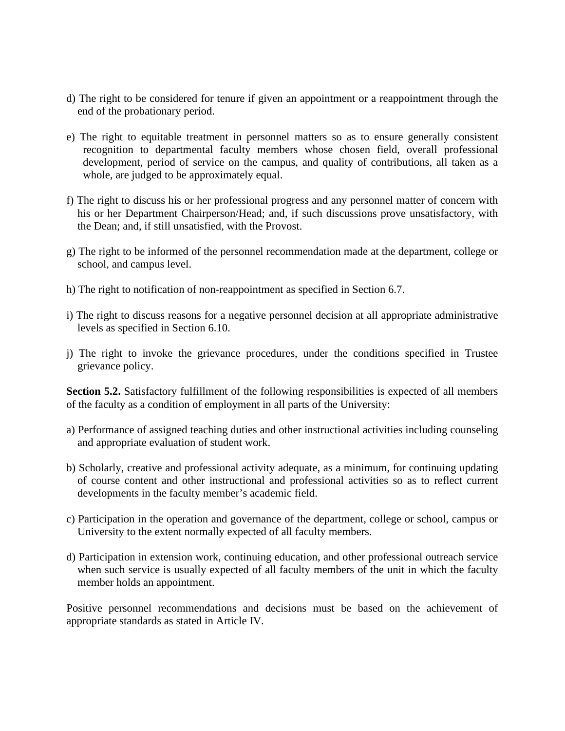d) The right to be considered for tenure if given an appointment or a reappointment through the end of the probationary period.

e) The right to equitable treatment in personnel matters so as to ensure generally consistent recognition to departmental faculty members whose chosen field, overall professional development, period of service on the campus, and quality of contributions, all taken as a whole, are judged to be approximately equal.

f) The right to discuss his or her professional progress and any personnel matter of concern with his or her Department Chairperson/Head; and, if such discussions prove unsatisfactory, with the Dean; and, if still unsatisfied, with the Provost.

g) The right to be informed of the personnel recommendation made at the department, college or school, and campus level.

h) The right to notification of non-reappointment as specified in Section 6.7.

i) The right to discuss reasons for a negative personnel decision at all appropriate administrative levels as specified in Section 6.10.

j) The right to invoke the grievance procedures, under the conditions specified in Trustee grievance policy.

**Section 5.2.** Satisfactory fulfillment of the following responsibilities is expected of all members of the faculty as a condition of employment in all parts of the University:

a) Performance of assigned teaching duties and other instructional activities including counseling and appropriate evaluation of student work.

b) Scholarly, creative and professional activity adequate, as a minimum, for continuing updating of course content and other instructional and professional activities so as to reflect current developments in the faculty member's academic field.

c) Participation in the operation and governance of the department, college or school, campus or University to the extent normally expected of all faculty members.

d) Participation in extension work, continuing education, and other professional outreach service when such service is usually expected of all faculty members of the unit in which the faculty member holds an appointment.

Positive personnel recommendations and decisions must be based on the achievement of appropriate standards as stated in Article IV.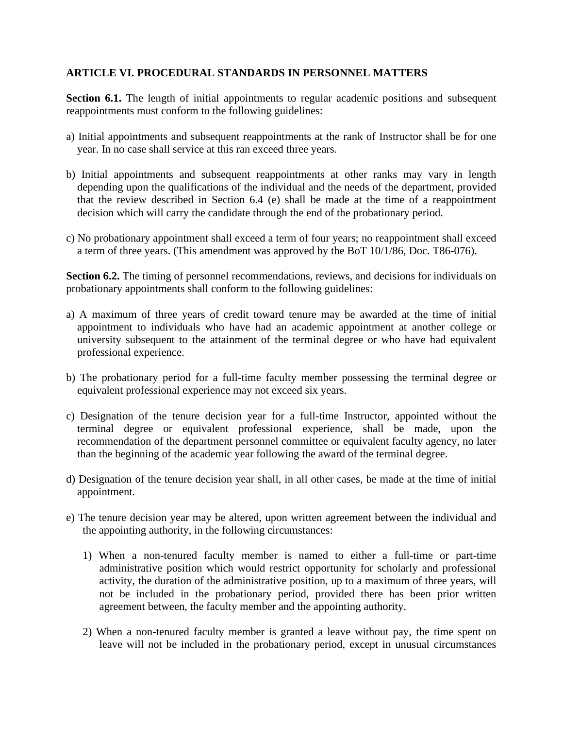**ARTICLE VI. PROCEDURAL STANDARDS IN PERSONNEL MATTERS**

**Section 6.1.** The length of initial appointments to regular academic positions and subsequent reappointments must conform to the following guidelines:

a) Initial appointments and subsequent reappointments at the rank of Instructor shall be for one year. In no case shall service at this ran exceed three years.

b) Initial appointments and subsequent reappointments at other ranks may vary in length depending upon the qualifications of the individual and the needs of the department, provided that the review described in Section 6.4 (e) shall be made at the time of a reappointment decision which will carry the candidate through the end of the probationary period.

c) No probationary appointment shall exceed a term of four years; no reappointment shall exceed a term of three years. (This amendment was approved by the BoT 10/1/86, Doc. T86-076).

**Section 6.2.** The timing of personnel recommendations, reviews, and decisions for individuals on probationary appointments shall conform to the following guidelines:

a) A maximum of three years of credit toward tenure may be awarded at the time of initial appointment to individuals who have had an academic appointment at another college or university subsequent to the attainment of the terminal degree or who have had equivalent professional experience.

b) The probationary period for a full-time faculty member possessing the terminal degree or equivalent professional experience may not exceed six years.

c) Designation of the tenure decision year for a full-time Instructor, appointed without the terminal degree or equivalent professional experience, shall be made, upon the recommendation of the department personnel committee or equivalent faculty agency, no later than the beginning of the academic year following the award of the terminal degree.

d) Designation of the tenure decision year shall, in all other cases, be made at the time of initial appointment.

e) The tenure decision year may be altered, upon written agreement between the individual and the appointing authority, in the following circumstances:

1) When a non-tenured faculty member is named to either a full-time or part-time administrative position which would restrict opportunity for scholarly and professional activity, the duration of the administrative position, up to a maximum of three years, will not be included in the probationary period, provided there has been prior written agreement between, the faculty member and the appointing authority.

2) When a non-tenured faculty member is granted a leave without pay, the time spent on leave will not be included in the probationary period, except in unusual circumstances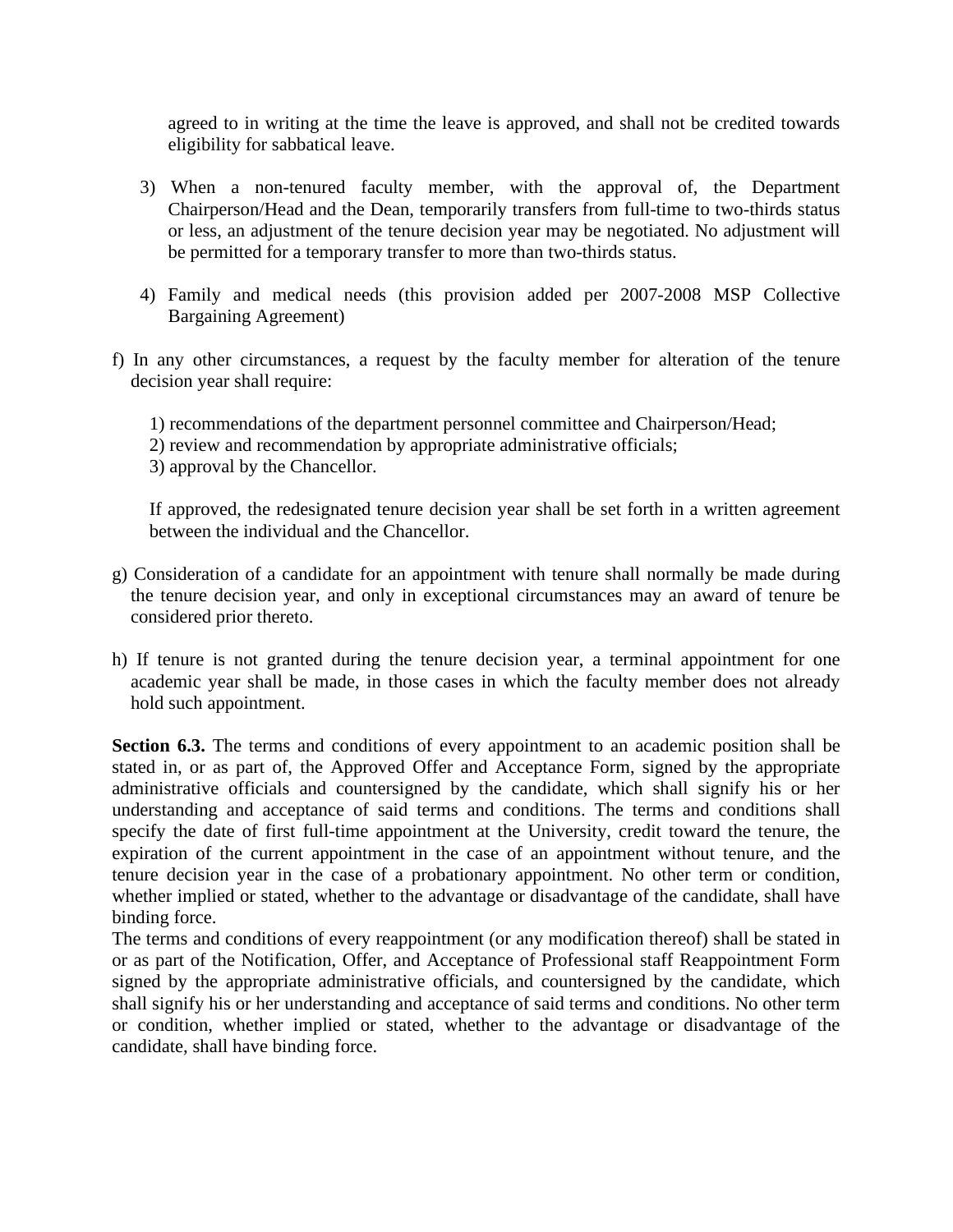agreed to in writing at the time the leave is approved, and shall not be credited towards eligibility for sabbatical leave.

3) When a non-tenured faculty member, with the approval of, the Department Chairperson/Head and the Dean, temporarily transfers from full-time to two-thirds status or less, an adjustment of the tenure decision year may be negotiated. No adjustment will be permitted for a temporary transfer to more than two-thirds status.

4) Family and medical needs (this provision added per 2007-2008 MSP Collective Bargaining Agreement)

f) In any other circumstances, a request by the faculty member for alteration of the tenure decision year shall require:

1) recommendations of the department personnel committee and Chairperson/Head;
2) review and recommendation by appropriate administrative officials;
3) approval by the Chancellor.

If approved, the redesignated tenure decision year shall be set forth in a written agreement between the individual and the Chancellor.

g) Consideration of a candidate for an appointment with tenure shall normally be made during the tenure decision year, and only in exceptional circumstances may an award of tenure be considered prior thereto.

h) If tenure is not granted during the tenure decision year, a terminal appointment for one academic year shall be made, in those cases in which the faculty member does not already hold such appointment.

**Section 6.3.** The terms and conditions of every appointment to an academic position shall be stated in, or as part of, the Approved Offer and Acceptance Form, signed by the appropriate administrative officials and countersigned by the candidate, which shall signify his or her understanding and acceptance of said terms and conditions. The terms and conditions shall specify the date of first full-time appointment at the University, credit toward the tenure, the expiration of the current appointment in the case of an appointment without tenure, and the tenure decision year in the case of a probationary appointment. No other term or condition, whether implied or stated, whether to the advantage or disadvantage of the candidate, shall have binding force.

The terms and conditions of every reappointment (or any modification thereof) shall be stated in or as part of the Notification, Offer, and Acceptance of Professional staff Reappointment Form signed by the appropriate administrative officials, and countersigned by the candidate, which shall signify his or her understanding and acceptance of said terms and conditions. No other term or condition, whether implied or stated, whether to the advantage or disadvantage of the candidate, shall have binding force.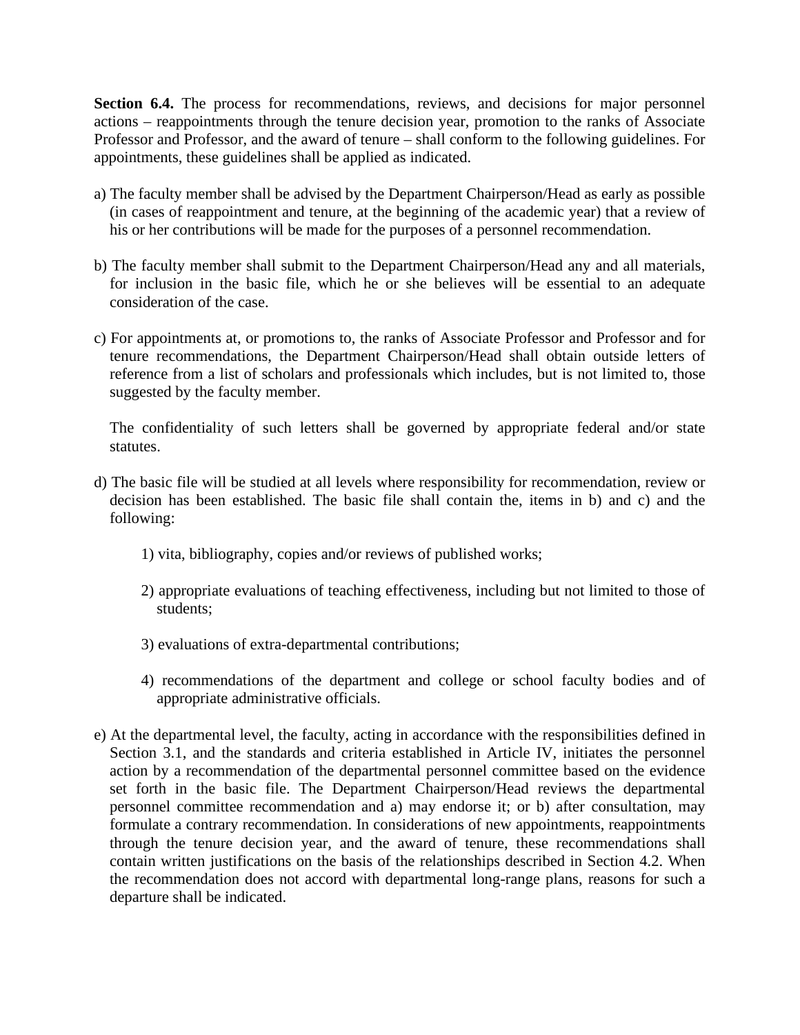**Section 6.4.** The process for recommendations, reviews, and decisions for major personnel actions – reappointments through the tenure decision year, promotion to the ranks of Associate Professor and Professor, and the award of tenure – shall conform to the following guidelines. For appointments, these guidelines shall be applied as indicated.

a) The faculty member shall be advised by the Department Chairperson/Head as early as possible (in cases of reappointment and tenure, at the beginning of the academic year) that a review of his or her contributions will be made for the purposes of a personnel recommendation.

b) The faculty member shall submit to the Department Chairperson/Head any and all materials, for inclusion in the basic file, which he or she believes will be essential to an adequate consideration of the case.

c) For appointments at, or promotions to, the ranks of Associate Professor and Professor and for tenure recommendations, the Department Chairperson/Head shall obtain outside letters of reference from a list of scholars and professionals which includes, but is not limited to, those suggested by the faculty member.

   The confidentiality of such letters shall be governed by appropriate federal and/or state statutes.

d) The basic file will be studied at all levels where responsibility for recommendation, review or decision has been established. The basic file shall contain the, items in b) and c) and the following:

   1) vita, bibliography, copies and/or reviews of published works;

   2) appropriate evaluations of teaching effectiveness, including but not limited to those of students;

   3) evaluations of extra-departmental contributions;

   4) recommendations of the department and college or school faculty bodies and of appropriate administrative officials.

e) At the departmental level, the faculty, acting in accordance with the responsibilities defined in Section 3.1, and the standards and criteria established in Article IV, initiates the personnel action by a recommendation of the departmental personnel committee based on the evidence set forth in the basic file. The Department Chairperson/Head reviews the departmental personnel committee recommendation and a) may endorse it; or b) after consultation, may formulate a contrary recommendation. In considerations of new appointments, reappointments through the tenure decision year, and the award of tenure, these recommendations shall contain written justifications on the basis of the relationships described in Section 4.2. When the recommendation does not accord with departmental long-range plans, reasons for such a departure shall be indicated.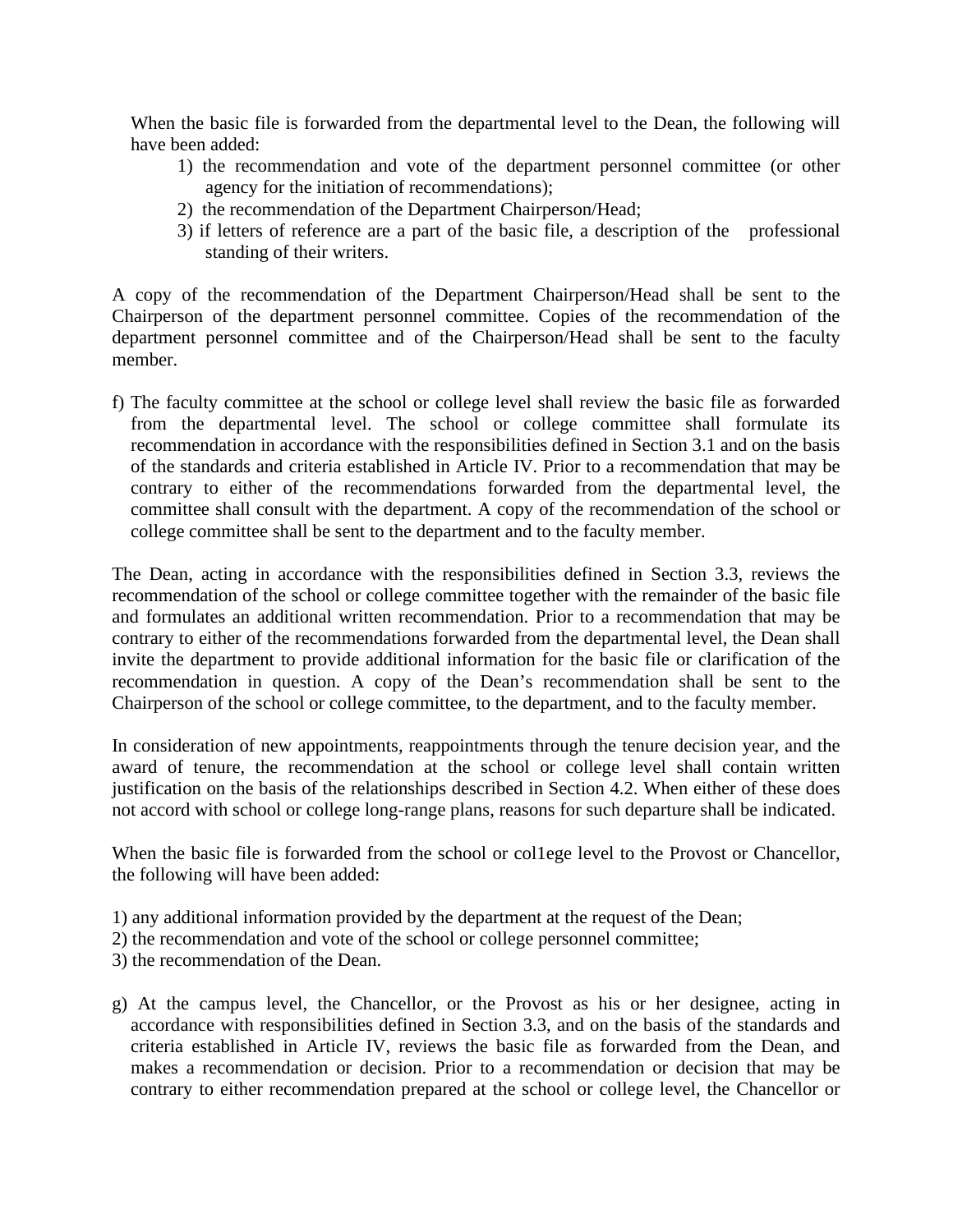When the basic file is forwarded from the departmental level to the Dean, the following will have been added:

1) the recommendation and vote of the department personnel committee (or other agency for the initiation of recommendations);
2) the recommendation of the Department Chairperson/Head;
3) if letters of reference are a part of the basic file, a description of the professional standing of their writers.

A copy of the recommendation of the Department Chairperson/Head shall be sent to the Chairperson of the department personnel committee. Copies of the recommendation of the department personnel committee and of the Chairperson/Head shall be sent to the faculty member.

f) The faculty committee at the school or college level shall review the basic file as forwarded from the departmental level. The school or college committee shall formulate its recommendation in accordance with the responsibilities defined in Section 3.1 and on the basis of the standards and criteria established in Article IV. Prior to a recommendation that may be contrary to either of the recommendations forwarded from the departmental level, the committee shall consult with the department. A copy of the recommendation of the school or college committee shall be sent to the department and to the faculty member.

The Dean, acting in accordance with the responsibilities defined in Section 3.3, reviews the recommendation of the school or college committee together with the remainder of the basic file and formulates an additional written recommendation. Prior to a recommendation that may be contrary to either of the recommendations forwarded from the departmental level, the Dean shall invite the department to provide additional information for the basic file or clarification of the recommendation in question. A copy of the Dean's recommendation shall be sent to the Chairperson of the school or college committee, to the department, and to the faculty member.

In consideration of new appointments, reappointments through the tenure decision year, and the award of tenure, the recommendation at the school or college level shall contain written justification on the basis of the relationships described in Section 4.2. When either of these does not accord with school or college long-range plans, reasons for such departure shall be indicated.

When the basic file is forwarded from the school or col1ege level to the Provost or Chancellor, the following will have been added:

1) any additional information provided by the department at the request of the Dean;
2) the recommendation and vote of the school or college personnel committee;
3) the recommendation of the Dean.

g) At the campus level, the Chancellor, or the Provost as his or her designee, acting in accordance with responsibilities defined in Section 3.3, and on the basis of the standards and criteria established in Article IV, reviews the basic file as forwarded from the Dean, and makes a recommendation or decision. Prior to a recommendation or decision that may be contrary to either recommendation prepared at the school or college level, the Chancellor or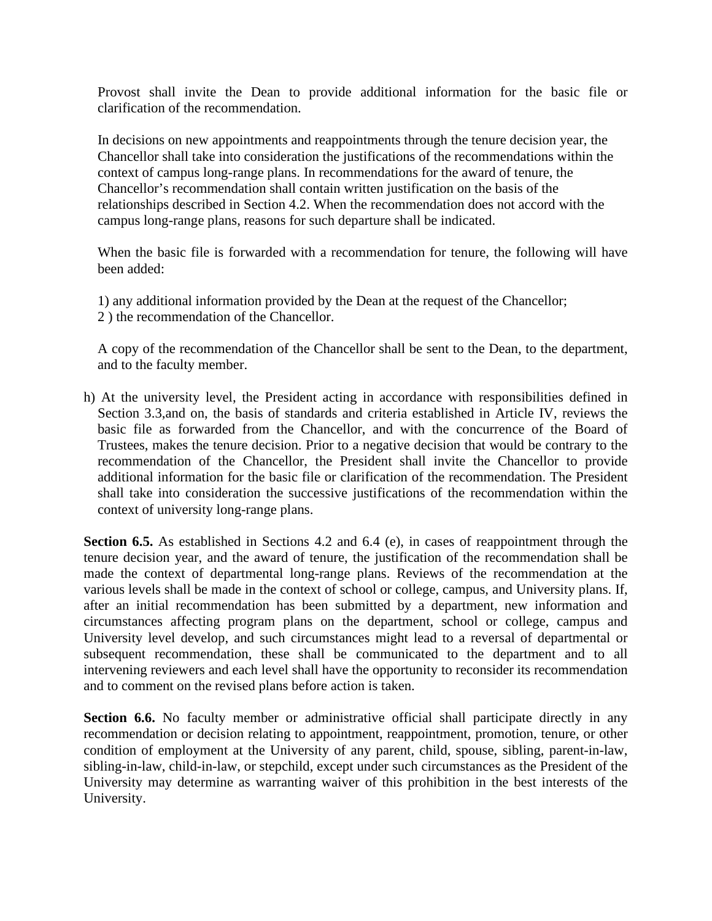Provost shall invite the Dean to provide additional information for the basic file or clarification of the recommendation.

In decisions on new appointments and reappointments through the tenure decision year, the Chancellor shall take into consideration the justifications of the recommendations within the context of campus long-range plans. In recommendations for the award of tenure, the Chancellor's recommendation shall contain written justification on the basis of the relationships described in Section 4.2. When the recommendation does not accord with the campus long-range plans, reasons for such departure shall be indicated.

When the basic file is forwarded with a recommendation for tenure, the following will have been added:

1) any additional information provided by the Dean at the request of the Chancellor;
2 ) the recommendation of the Chancellor.

A copy of the recommendation of the Chancellor shall be sent to the Dean, to the department, and to the faculty member.

h) At the university level, the President acting in accordance with responsibilities defined in Section 3.3,and on, the basis of standards and criteria established in Article IV, reviews the basic file as forwarded from the Chancellor, and with the concurrence of the Board of Trustees, makes the tenure decision. Prior to a negative decision that would be contrary to the recommendation of the Chancellor, the President shall invite the Chancellor to provide additional information for the basic file or clarification of the recommendation. The President shall take into consideration the successive justifications of the recommendation within the context of university long-range plans.

**Section 6.5.** As established in Sections 4.2 and 6.4 (e), in cases of reappointment through the tenure decision year, and the award of tenure, the justification of the recommendation shall be made the context of departmental long-range plans. Reviews of the recommendation at the various levels shall be made in the context of school or college, campus, and University plans. If, after an initial recommendation has been submitted by a department, new information and circumstances affecting program plans on the department, school or college, campus and University level develop, and such circumstances might lead to a reversal of departmental or subsequent recommendation, these shall be communicated to the department and to all intervening reviewers and each level shall have the opportunity to reconsider its recommendation and to comment on the revised plans before action is taken.

**Section 6.6.** No faculty member or administrative official shall participate directly in any recommendation or decision relating to appointment, reappointment, promotion, tenure, or other condition of employment at the University of any parent, child, spouse, sibling, parent-in-law, sibling-in-law, child-in-law, or stepchild, except under such circumstances as the President of the University may determine as warranting waiver of this prohibition in the best interests of the University.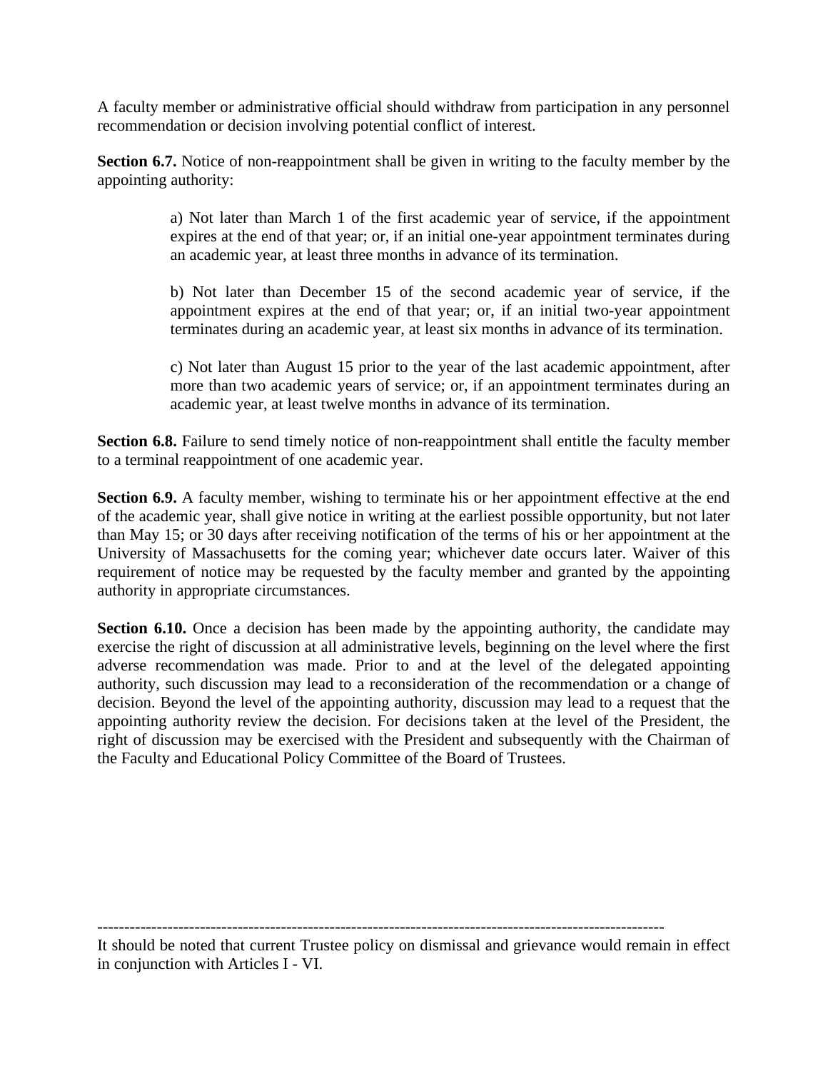A faculty member or administrative official should withdraw from participation in any personnel recommendation or decision involving potential conflict of interest.

**Section 6.7.** Notice of non-reappointment shall be given in writing to the faculty member by the appointing authority:

> a) Not later than March 1 of the first academic year of service, if the appointment expires at the end of that year; or, if an initial one-year appointment terminates during an academic year, at least three months in advance of its termination.
>
> b) Not later than December 15 of the second academic year of service, if the appointment expires at the end of that year; or, if an initial two-year appointment terminates during an academic year, at least six months in advance of its termination.
>
> c) Not later than August 15 prior to the year of the last academic appointment, after more than two academic years of service; or, if an appointment terminates during an academic year, at least twelve months in advance of its termination.

**Section 6.8.** Failure to send timely notice of non-reappointment shall entitle the faculty member to a terminal reappointment of one academic year.

**Section 6.9.** A faculty member, wishing to terminate his or her appointment effective at the end of the academic year, shall give notice in writing at the earliest possible opportunity, but not later than May 15; or 30 days after receiving notification of the terms of his or her appointment at the University of Massachusetts for the coming year; whichever date occurs later. Waiver of this requirement of notice may be requested by the faculty member and granted by the appointing authority in appropriate circumstances.

**Section 6.10.** Once a decision has been made by the appointing authority, the candidate may exercise the right of discussion at all administrative levels, beginning on the level where the first adverse recommendation was made. Prior to and at the level of the delegated appointing authority, such discussion may lead to a reconsideration of the recommendation or a change of decision. Beyond the level of the appointing authority, discussion may lead to a request that the appointing authority review the decision. For decisions taken at the level of the President, the right of discussion may be exercised with the President and subsequently with the Chairman of the Faculty and Educational Policy Committee of the Board of Trustees.

---

It should be noted that current Trustee policy on dismissal and grievance would remain in effect in conjunction with Articles I - VI.